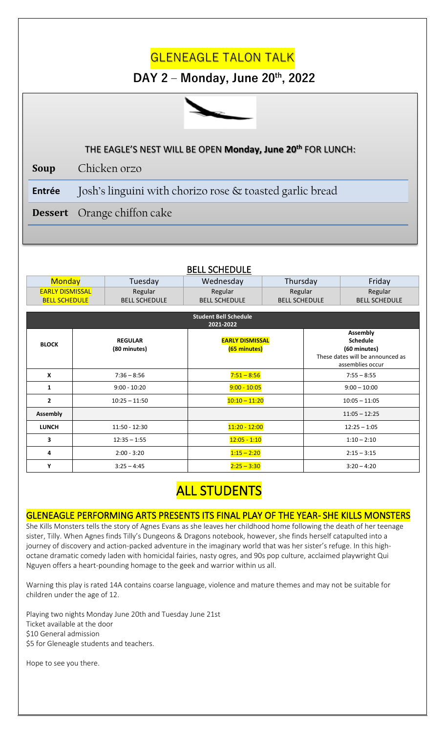# GLENEAGLE TALON TALK

## DAY 2 – Monday, June 20th, 2022

### THE EAGLE'S NEST WILL BE OPEN **Monday, June 20th** FOR LUNCH:

| | |
|---|---|
| **Soup** | Chicken orzo |
| **Entrée** | Josh's linguini with chorizo rose & toasted garlic bread |
| **Dessert** | Orange chiffon cake |

## BELL SCHEDULE

| Monday | Tuesday | Wednesday | Thursday | Friday |
|---|---|---|---|---|
| EARLY DISMISSAL BELL SCHEDULE | Regular BELL SCHEDULE | Regular BELL SCHEDULE | Regular BELL SCHEDULE | Regular BELL SCHEDULE |

**Student Bell Schedule 2021-2022**

| BLOCK | REGULAR (80 minutes) | EARLY DISMISSAL (65 minutes) | Assembly Schedule (60 minutes) These dates will be announced as assemblies occur |
|---|---|---|---|
| X | 7:36 – 8:56 | 7:51 – 8:56 | 7:55 – 8:55 |
| 1 | 9:00 - 10:20 | 9:00 - 10:05 | 9:00 – 10:00 |
| 2 | 10:25 – 11:50 | 10:10 – 11:20 | 10:05 – 11:05 |
| Assembly | | | 11:05 – 12:25 |
| LUNCH | 11:50 - 12:30 | 11:20 - 12:00 | 12:25 – 1:05 |
| 3 | 12:35 – 1:55 | 12:05 - 1:10 | 1:10 – 2:10 |
| 4 | 2:00 - 3:20 | 1:15 – 2:20 | 2:15 – 3:15 |
| Y | 3:25 – 4:45 | 2:25 – 3:30 | 3:20 – 4:20 |

# ALL STUDENTS

## GLENEAGLE PERFORMING ARTS PRESENTS ITS FINAL PLAY OF THE YEAR- SHE KILLS MONSTERS

She Kills Monsters tells the story of Agnes Evans as she leaves her childhood home following the death of her teenage sister, Tilly. When Agnes finds Tilly's Dungeons & Dragons notebook, however, she finds herself catapulted into a journey of discovery and action-packed adventure in the imaginary world that was her sister's refuge. In this high-octane dramatic comedy laden with homicidal fairies, nasty ogres, and 90s pop culture, acclaimed playwright Qui Nguyen offers a heart-pounding homage to the geek and warrior within us all.

Warning this play is rated 14A contains coarse language, violence and mature themes and may not be suitable for children under the age of 12.

Playing two nights Monday June 20th and Tuesday June 21st  
Ticket available at the door  
$10 General admission  
$5 for Gleneagle students and teachers.

Hope to see you there.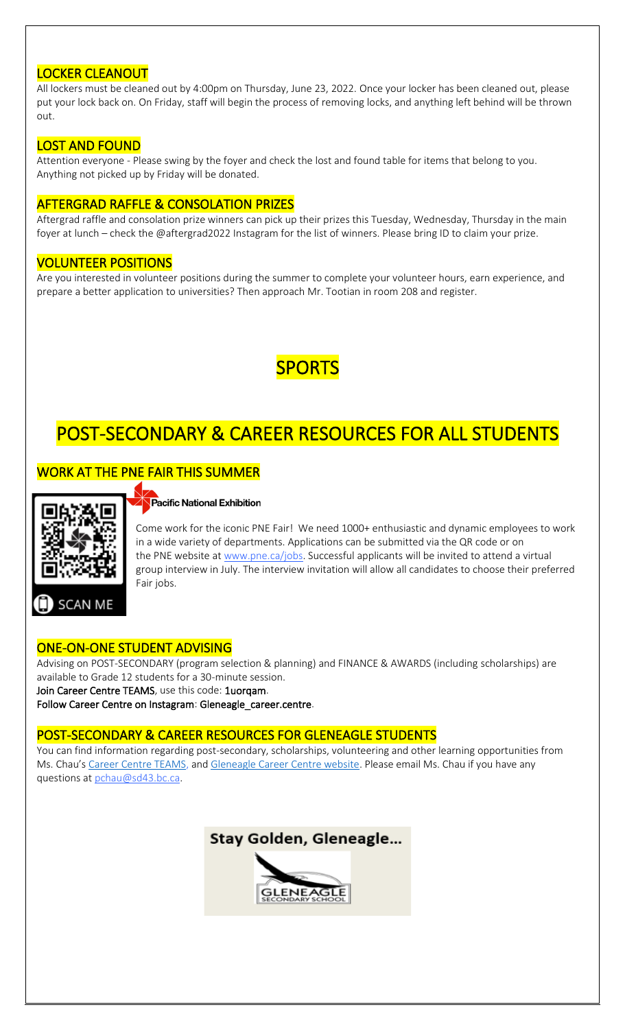## LOCKER CLEANOUT

All lockers must be cleaned out by 4:00pm on Thursday, June 23, 2022. Once your locker has been cleaned out, please put your lock back on. On Friday, staff will begin the process of removing locks, and anything left behind will be thrown out.

## LOST AND FOUND

Attention everyone - Please swing by the foyer and check the lost and found table for items that belong to you. Anything not picked up by Friday will be donated.

## AFTERGRAD RAFFLE & CONSOLATION PRIZES

Aftergrad raffle and consolation prize winners can pick up their prizes this Tuesday, Wednesday, Thursday in the main foyer at lunch – check the @aftergrad2022 Instagram for the list of winners. Please bring ID to claim your prize.

## VOLUNTEER POSITIONS

Are you interested in volunteer positions during the summer to complete your volunteer hours, earn experience, and prepare a better application to universities? Then approach Mr. Tootian in room 208 and register.

# SPORTS

# POST-SECONDARY & CAREER RESOURCES FOR ALL STUDENTS

## WORK AT THE PNE FAIR THIS SUMMER

SCAN ME

Pacific National Exhibition

Come work for the iconic PNE Fair! We need 1000+ enthusiastic and dynamic employees to work in a wide variety of departments. Applications can be submitted via the QR code or on the PNE website at www.pne.ca/jobs. Successful applicants will be invited to attend a virtual group interview in July. The interview invitation will allow all candidates to choose their preferred Fair jobs.

## ONE-ON-ONE STUDENT ADVISING

Advising on POST-SECONDARY (program selection & planning) and FINANCE & AWARDS (including scholarships) are available to Grade 12 students for a 30-minute session.

**Join Career Centre TEAMS**, use this code: **1uorqam**.

**Follow Career Centre on Instagram**: **Gleneagle_career.centre**.

## POST-SECONDARY & CAREER RESOURCES FOR GLENEAGLE STUDENTS

You can find information regarding post-secondary, scholarships, volunteering and other learning opportunities from Ms. Chau's Career Centre TEAMS, and Gleneagle Career Centre website. Please email Ms. Chau if you have any questions at pchau@sd43.bc.ca.

**Stay Golden, Gleneagle…**

GLENEAGLE SECONDARY SCHOOL